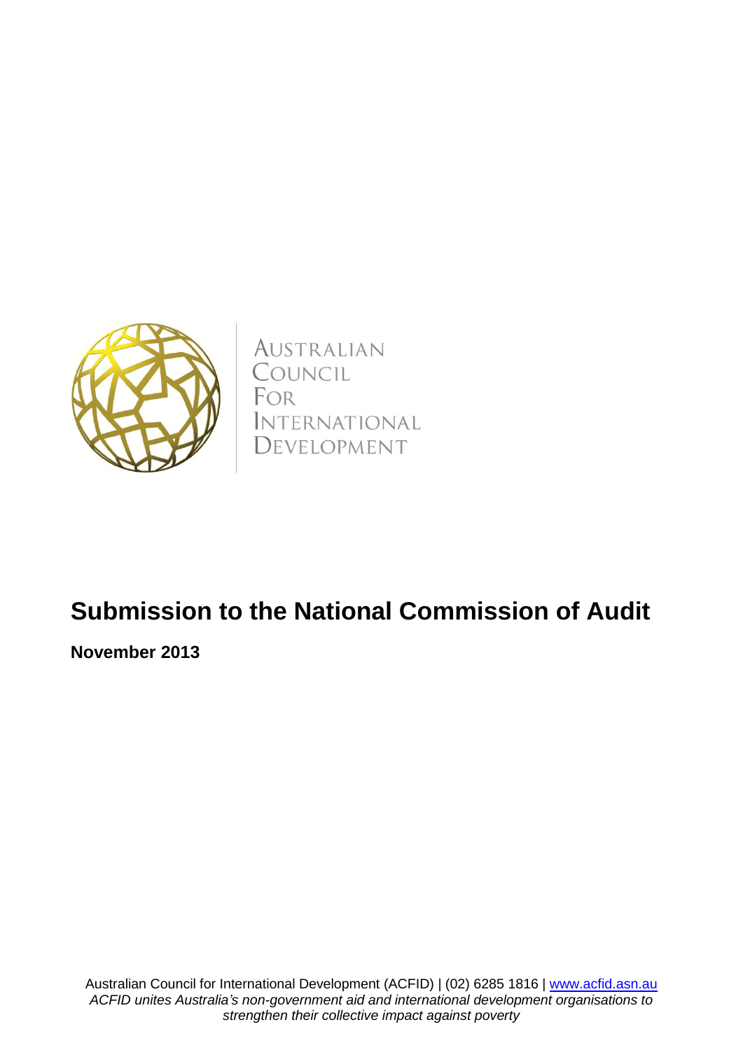AUSTRALIAN
COUNCIL
FOR
INTERNATIONAL
DEVELOPMENT

# Submission to the National Commission of Audit

**November 2013**

Australian Council for International Development (ACFID) | (02) 6285 1816 | [www.acfid.asn.au](http://www.acfid.asn.au)
*ACFID unites Australia's non-government aid and international development organisations to strengthen their collective impact against poverty*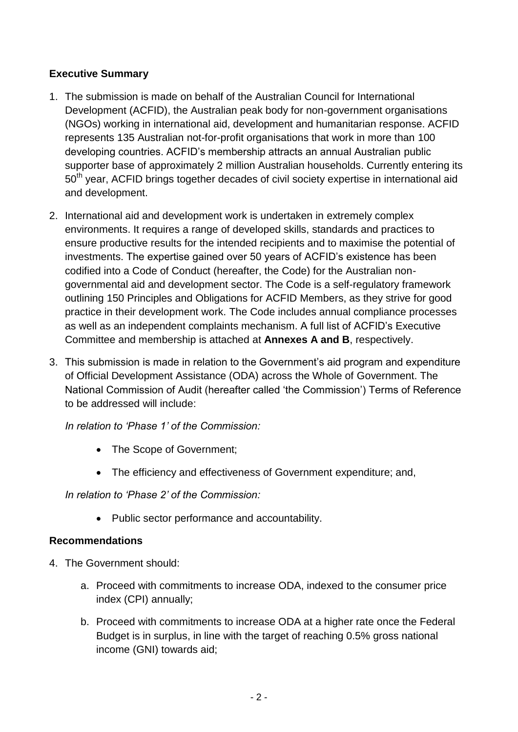**Executive Summary**

1. The submission is made on behalf of the Australian Council for International Development (ACFID), the Australian peak body for non-government organisations (NGOs) working in international aid, development and humanitarian response. ACFID represents 135 Australian not-for-profit organisations that work in more than 100 developing countries. ACFID's membership attracts an annual Australian public supporter base of approximately 2 million Australian households. Currently entering its 50th year, ACFID brings together decades of civil society expertise in international aid and development.

2. International aid and development work is undertaken in extremely complex environments. It requires a range of developed skills, standards and practices to ensure productive results for the intended recipients and to maximise the potential of investments. The expertise gained over 50 years of ACFID's existence has been codified into a Code of Conduct (hereafter, the Code) for the Australian non-governmental aid and development sector. The Code is a self-regulatory framework outlining 150 Principles and Obligations for ACFID Members, as they strive for good practice in their development work. The Code includes annual compliance processes as well as an independent complaints mechanism. A full list of ACFID's Executive Committee and membership is attached at **Annexes A and B**, respectively.

3. This submission is made in relation to the Government's aid program and expenditure of Official Development Assistance (ODA) across the Whole of Government. The National Commission of Audit (hereafter called 'the Commission') Terms of Reference to be addressed will include:

   *In relation to 'Phase 1' of the Commission:*

   - The Scope of Government;
   - The efficiency and effectiveness of Government expenditure; and,

   *In relation to 'Phase 2' of the Commission:*

   - Public sector performance and accountability.

**Recommendations**

4. The Government should:

   a. Proceed with commitments to increase ODA, indexed to the consumer price index (CPI) annually;

   b. Proceed with commitments to increase ODA at a higher rate once the Federal Budget is in surplus, in line with the target of reaching 0.5% gross national income (GNI) towards aid;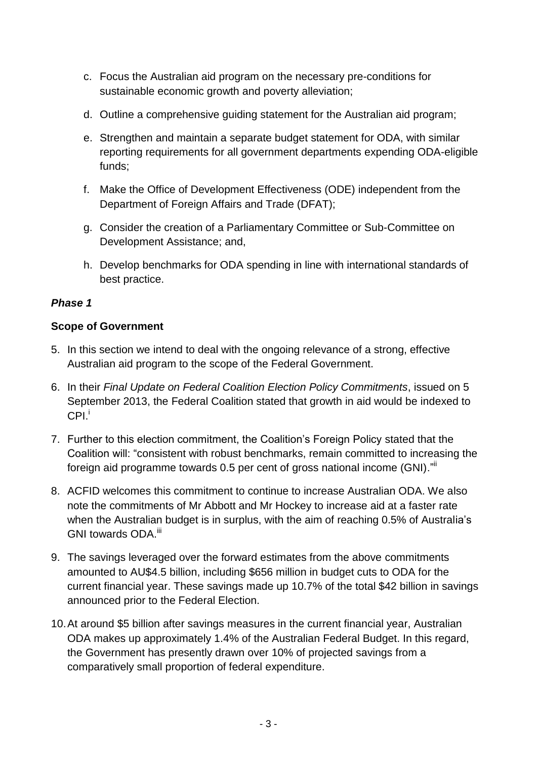c. Focus the Australian aid program on the necessary pre-conditions for sustainable economic growth and poverty alleviation;

d. Outline a comprehensive guiding statement for the Australian aid program;

e. Strengthen and maintain a separate budget statement for ODA, with similar reporting requirements for all government departments expending ODA-eligible funds;

f. Make the Office of Development Effectiveness (ODE) independent from the Department of Foreign Affairs and Trade (DFAT);

g. Consider the creation of a Parliamentary Committee or Sub-Committee on Development Assistance; and,

h. Develop benchmarks for ODA spending in line with international standards of best practice.

***Phase 1***

**Scope of Government**

5. In this section we intend to deal with the ongoing relevance of a strong, effective Australian aid program to the scope of the Federal Government.

6. In their *Final Update on Federal Coalition Election Policy Commitments*, issued on 5 September 2013, the Federal Coalition stated that growth in aid would be indexed to CPI.[i]

7. Further to this election commitment, the Coalition's Foreign Policy stated that the Coalition will: "consistent with robust benchmarks, remain committed to increasing the foreign aid programme towards 0.5 per cent of gross national income (GNI)."[ii]

8. ACFID welcomes this commitment to continue to increase Australian ODA. We also note the commitments of Mr Abbott and Mr Hockey to increase aid at a faster rate when the Australian budget is in surplus, with the aim of reaching 0.5% of Australia's GNI towards ODA.[iii]

9. The savings leveraged over the forward estimates from the above commitments amounted to AU$4.5 billion, including $656 million in budget cuts to ODA for the current financial year. These savings made up 10.7% of the total $42 billion in savings announced prior to the Federal Election.

10. At around $5 billion after savings measures in the current financial year, Australian ODA makes up approximately 1.4% of the Australian Federal Budget. In this regard, the Government has presently drawn over 10% of projected savings from a comparatively small proportion of federal expenditure.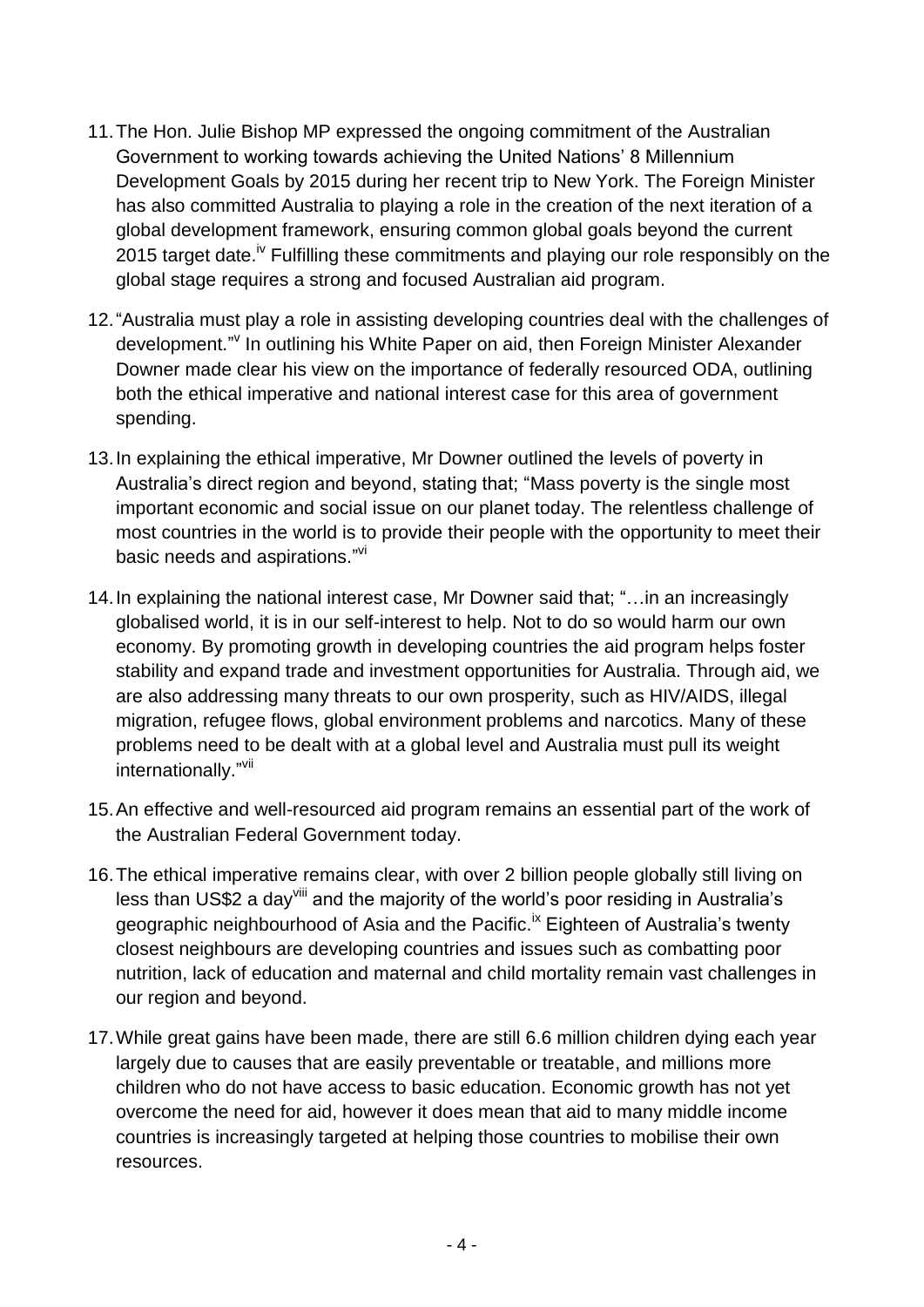11. The Hon. Julie Bishop MP expressed the ongoing commitment of the Australian Government to working towards achieving the United Nations' 8 Millennium Development Goals by 2015 during her recent trip to New York. The Foreign Minister has also committed Australia to playing a role in the creation of the next iteration of a global development framework, ensuring common global goals beyond the current 2015 target date.[iv] Fulfilling these commitments and playing our role responsibly on the global stage requires a strong and focused Australian aid program.

12. "Australia must play a role in assisting developing countries deal with the challenges of development."[v] In outlining his White Paper on aid, then Foreign Minister Alexander Downer made clear his view on the importance of federally resourced ODA, outlining both the ethical imperative and national interest case for this area of government spending.

13. In explaining the ethical imperative, Mr Downer outlined the levels of poverty in Australia's direct region and beyond, stating that; "Mass poverty is the single most important economic and social issue on our planet today. The relentless challenge of most countries in the world is to provide their people with the opportunity to meet their basic needs and aspirations."[vi]

14. In explaining the national interest case, Mr Downer said that; "…in an increasingly globalised world, it is in our self-interest to help. Not to do so would harm our own economy. By promoting growth in developing countries the aid program helps foster stability and expand trade and investment opportunities for Australia. Through aid, we are also addressing many threats to our own prosperity, such as HIV/AIDS, illegal migration, refugee flows, global environment problems and narcotics. Many of these problems need to be dealt with at a global level and Australia must pull its weight internationally."[vii]

15. An effective and well-resourced aid program remains an essential part of the work of the Australian Federal Government today.

16. The ethical imperative remains clear, with over 2 billion people globally still living on less than US$2 a day[viii] and the majority of the world's poor residing in Australia's geographic neighbourhood of Asia and the Pacific.[ix] Eighteen of Australia's twenty closest neighbours are developing countries and issues such as combatting poor nutrition, lack of education and maternal and child mortality remain vast challenges in our region and beyond.

17. While great gains have been made, there are still 6.6 million children dying each year largely due to causes that are easily preventable or treatable, and millions more children who do not have access to basic education. Economic growth has not yet overcome the need for aid, however it does mean that aid to many middle income countries is increasingly targeted at helping those countries to mobilise their own resources.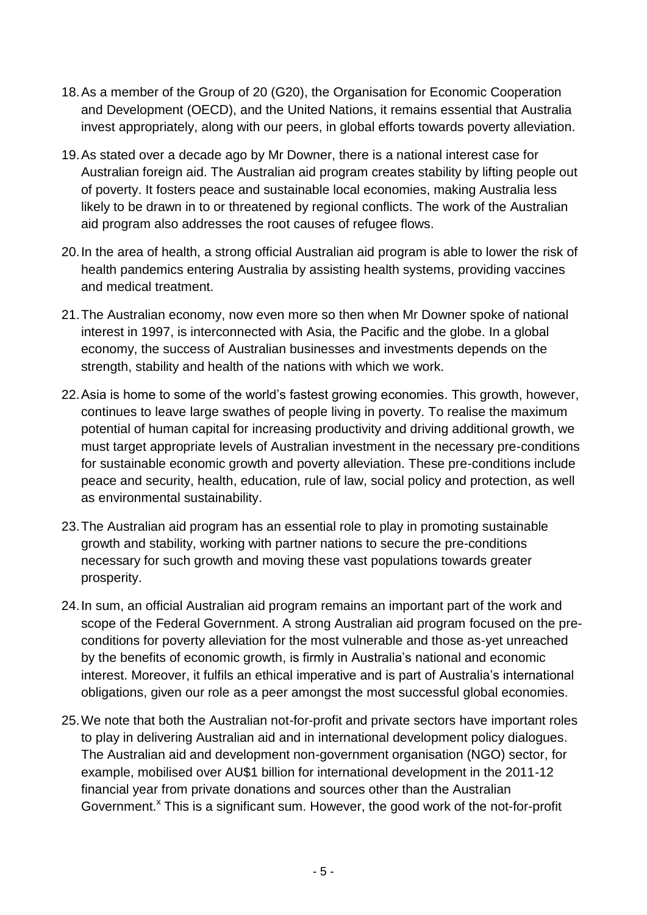18. As a member of the Group of 20 (G20), the Organisation for Economic Cooperation and Development (OECD), and the United Nations, it remains essential that Australia invest appropriately, along with our peers, in global efforts towards poverty alleviation.

19. As stated over a decade ago by Mr Downer, there is a national interest case for Australian foreign aid. The Australian aid program creates stability by lifting people out of poverty. It fosters peace and sustainable local economies, making Australia less likely to be drawn in to or threatened by regional conflicts. The work of the Australian aid program also addresses the root causes of refugee flows.

20. In the area of health, a strong official Australian aid program is able to lower the risk of health pandemics entering Australia by assisting health systems, providing vaccines and medical treatment.

21. The Australian economy, now even more so then when Mr Downer spoke of national interest in 1997, is interconnected with Asia, the Pacific and the globe. In a global economy, the success of Australian businesses and investments depends on the strength, stability and health of the nations with which we work.

22. Asia is home to some of the world's fastest growing economies. This growth, however, continues to leave large swathes of people living in poverty. To realise the maximum potential of human capital for increasing productivity and driving additional growth, we must target appropriate levels of Australian investment in the necessary pre-conditions for sustainable economic growth and poverty alleviation. These pre-conditions include peace and security, health, education, rule of law, social policy and protection, as well as environmental sustainability.

23. The Australian aid program has an essential role to play in promoting sustainable growth and stability, working with partner nations to secure the pre-conditions necessary for such growth and moving these vast populations towards greater prosperity.

24. In sum, an official Australian aid program remains an important part of the work and scope of the Federal Government. A strong Australian aid program focused on the pre-conditions for poverty alleviation for the most vulnerable and those as-yet unreached by the benefits of economic growth, is firmly in Australia's national and economic interest. Moreover, it fulfils an ethical imperative and is part of Australia's international obligations, given our role as a peer amongst the most successful global economies.

25. We note that both the Australian not-for-profit and private sectors have important roles to play in delivering Australian aid and in international development policy dialogues. The Australian aid and development non-government organisation (NGO) sector, for example, mobilised over AU$1 billion for international development in the 2011-12 financial year from private donations and sources other than the Australian Government.[x] This is a significant sum. However, the good work of the not-for-profit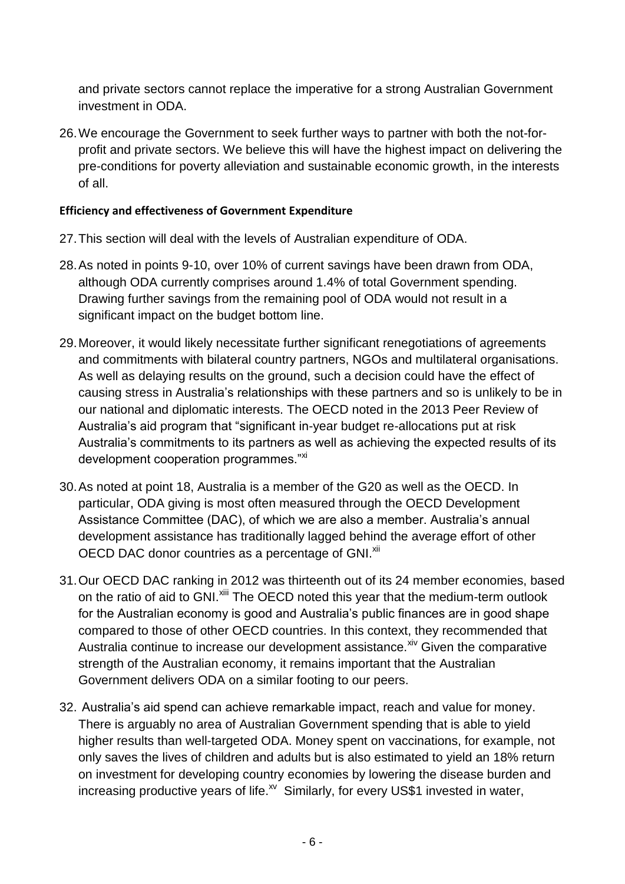and private sectors cannot replace the imperative for a strong Australian Government investment in ODA.

26. We encourage the Government to seek further ways to partner with both the not-for-profit and private sectors. We believe this will have the highest impact on delivering the pre-conditions for poverty alleviation and sustainable economic growth, in the interests of all.

**Efficiency and effectiveness of Government Expenditure**

27. This section will deal with the levels of Australian expenditure of ODA.

28. As noted in points 9-10, over 10% of current savings have been drawn from ODA, although ODA currently comprises around 1.4% of total Government spending. Drawing further savings from the remaining pool of ODA would not result in a significant impact on the budget bottom line.

29. Moreover, it would likely necessitate further significant renegotiations of agreements and commitments with bilateral country partners, NGOs and multilateral organisations. As well as delaying results on the ground, such a decision could have the effect of causing stress in Australia's relationships with these partners and so is unlikely to be in our national and diplomatic interests. The OECD noted in the 2013 Peer Review of Australia's aid program that "significant in-year budget re-allocations put at risk Australia's commitments to its partners as well as achieving the expected results of its development cooperation programmes."[xi]

30. As noted at point 18, Australia is a member of the G20 as well as the OECD. In particular, ODA giving is most often measured through the OECD Development Assistance Committee (DAC), of which we are also a member. Australia's annual development assistance has traditionally lagged behind the average effort of other OECD DAC donor countries as a percentage of GNI.[xii]

31. Our OECD DAC ranking in 2012 was thirteenth out of its 24 member economies, based on the ratio of aid to GNI.[xiii] The OECD noted this year that the medium-term outlook for the Australian economy is good and Australia's public finances are in good shape compared to those of other OECD countries. In this context, they recommended that Australia continue to increase our development assistance.[xiv] Given the comparative strength of the Australian economy, it remains important that the Australian Government delivers ODA on a similar footing to our peers.

32. Australia's aid spend can achieve remarkable impact, reach and value for money. There is arguably no area of Australian Government spending that is able to yield higher results than well-targeted ODA. Money spent on vaccinations, for example, not only saves the lives of children and adults but is also estimated to yield an 18% return on investment for developing country economies by lowering the disease burden and increasing productive years of life.[xv] Similarly, for every US$1 invested in water,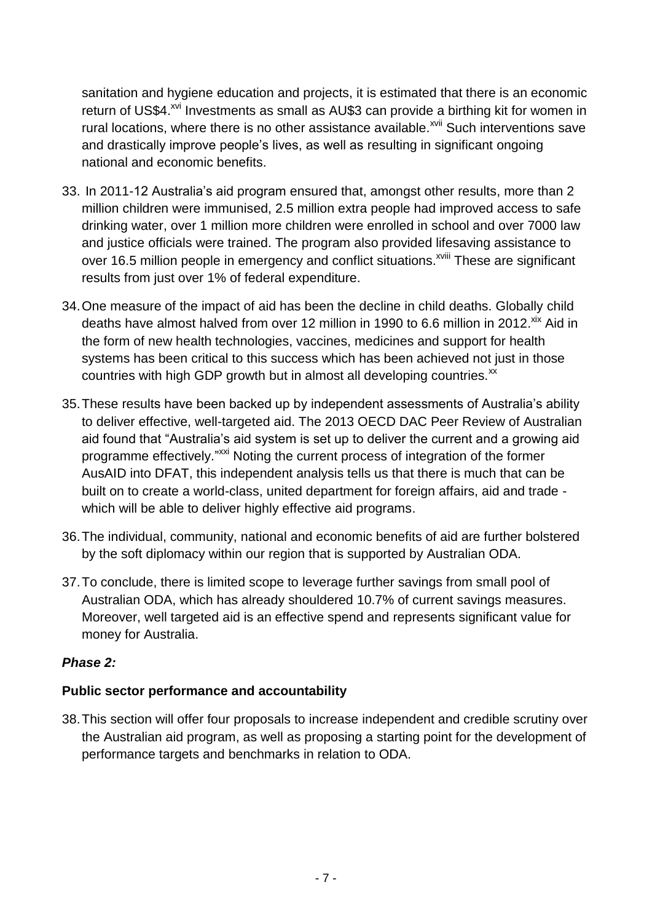sanitation and hygiene education and projects, it is estimated that there is an economic return of US$4.[xvi] Investments as small as AU$3 can provide a birthing kit for women in rural locations, where there is no other assistance available.[xvii] Such interventions save and drastically improve people's lives, as well as resulting in significant ongoing national and economic benefits.

33. In 2011-12 Australia's aid program ensured that, amongst other results, more than 2 million children were immunised, 2.5 million extra people had improved access to safe drinking water, over 1 million more children were enrolled in school and over 7000 law and justice officials were trained. The program also provided lifesaving assistance to over 16.5 million people in emergency and conflict situations.[xviii] These are significant results from just over 1% of federal expenditure.

34. One measure of the impact of aid has been the decline in child deaths. Globally child deaths have almost halved from over 12 million in 1990 to 6.6 million in 2012.[xix] Aid in the form of new health technologies, vaccines, medicines and support for health systems has been critical to this success which has been achieved not just in those countries with high GDP growth but in almost all developing countries.[xx]

35. These results have been backed up by independent assessments of Australia's ability to deliver effective, well-targeted aid. The 2013 OECD DAC Peer Review of Australian aid found that "Australia's aid system is set up to deliver the current and a growing aid programme effectively."[xxi] Noting the current process of integration of the former AusAID into DFAT, this independent analysis tells us that there is much that can be built on to create a world-class, united department for foreign affairs, aid and trade - which will be able to deliver highly effective aid programs.

36. The individual, community, national and economic benefits of aid are further bolstered by the soft diplomacy within our region that is supported by Australian ODA.

37. To conclude, there is limited scope to leverage further savings from small pool of Australian ODA, which has already shouldered 10.7% of current savings measures. Moreover, well targeted aid is an effective spend and represents significant value for money for Australia.

***Phase 2:***

**Public sector performance and accountability**

38. This section will offer four proposals to increase independent and credible scrutiny over the Australian aid program, as well as proposing a starting point for the development of performance targets and benchmarks in relation to ODA.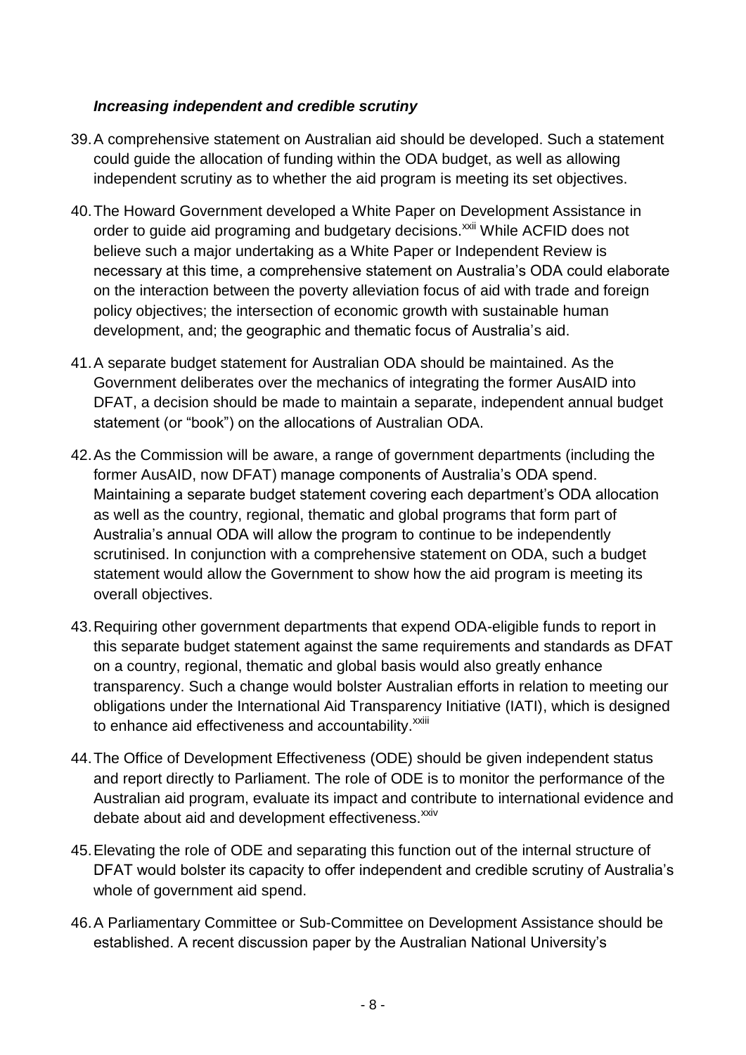### *Increasing independent and credible scrutiny*

39. A comprehensive statement on Australian aid should be developed. Such a statement could guide the allocation of funding within the ODA budget, as well as allowing independent scrutiny as to whether the aid program is meeting its set objectives.

40. The Howard Government developed a White Paper on Development Assistance in order to guide aid programing and budgetary decisions.[xxii] While ACFID does not believe such a major undertaking as a White Paper or Independent Review is necessary at this time, a comprehensive statement on Australia's ODA could elaborate on the interaction between the poverty alleviation focus of aid with trade and foreign policy objectives; the intersection of economic growth with sustainable human development, and; the geographic and thematic focus of Australia's aid.

41. A separate budget statement for Australian ODA should be maintained. As the Government deliberates over the mechanics of integrating the former AusAID into DFAT, a decision should be made to maintain a separate, independent annual budget statement (or "book") on the allocations of Australian ODA.

42. As the Commission will be aware, a range of government departments (including the former AusAID, now DFAT) manage components of Australia's ODA spend. Maintaining a separate budget statement covering each department's ODA allocation as well as the country, regional, thematic and global programs that form part of Australia's annual ODA will allow the program to continue to be independently scrutinised. In conjunction with a comprehensive statement on ODA, such a budget statement would allow the Government to show how the aid program is meeting its overall objectives.

43. Requiring other government departments that expend ODA-eligible funds to report in this separate budget statement against the same requirements and standards as DFAT on a country, regional, thematic and global basis would also greatly enhance transparency. Such a change would bolster Australian efforts in relation to meeting our obligations under the International Aid Transparency Initiative (IATI), which is designed to enhance aid effectiveness and accountability.[xxiii]

44. The Office of Development Effectiveness (ODE) should be given independent status and report directly to Parliament. The role of ODE is to monitor the performance of the Australian aid program, evaluate its impact and contribute to international evidence and debate about aid and development effectiveness.[xxiv]

45. Elevating the role of ODE and separating this function out of the internal structure of DFAT would bolster its capacity to offer independent and credible scrutiny of Australia's whole of government aid spend.

46. A Parliamentary Committee or Sub-Committee on Development Assistance should be established. A recent discussion paper by the Australian National University's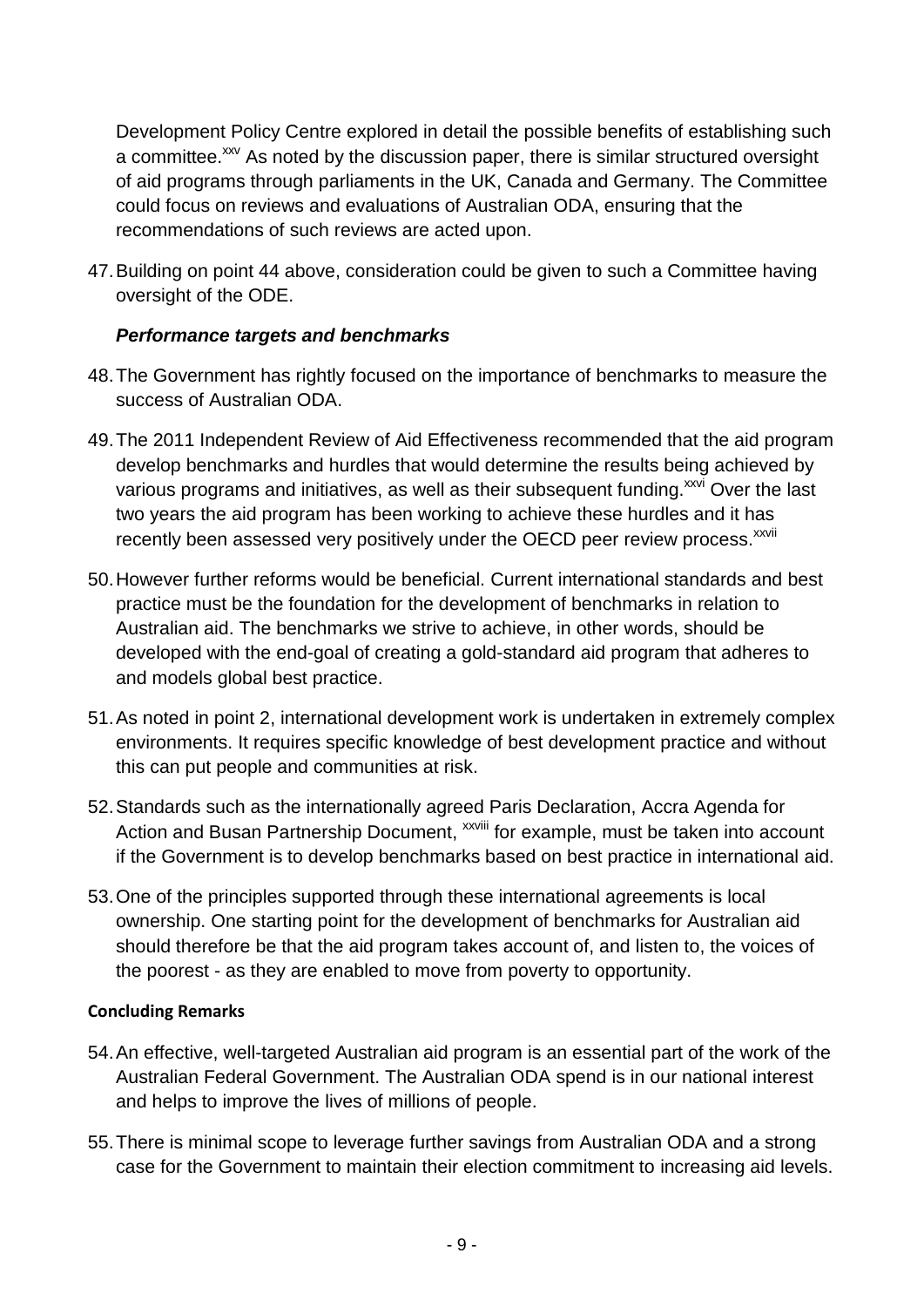Development Policy Centre explored in detail the possible benefits of establishing such a committee.[xxv] As noted by the discussion paper, there is similar structured oversight of aid programs through parliaments in the UK, Canada and Germany. The Committee could focus on reviews and evaluations of Australian ODA, ensuring that the recommendations of such reviews are acted upon.

47. Building on point 44 above, consideration could be given to such a Committee having oversight of the ODE.

### *Performance targets and benchmarks*

48. The Government has rightly focused on the importance of benchmarks to measure the success of Australian ODA.

49. The 2011 Independent Review of Aid Effectiveness recommended that the aid program develop benchmarks and hurdles that would determine the results being achieved by various programs and initiatives, as well as their subsequent funding.[xxvi] Over the last two years the aid program has been working to achieve these hurdles and it has recently been assessed very positively under the OECD peer review process.[xxvii]

50. However further reforms would be beneficial. Current international standards and best practice must be the foundation for the development of benchmarks in relation to Australian aid. The benchmarks we strive to achieve, in other words, should be developed with the end-goal of creating a gold-standard aid program that adheres to and models global best practice.

51. As noted in point 2, international development work is undertaken in extremely complex environments. It requires specific knowledge of best development practice and without this can put people and communities at risk.

52. Standards such as the internationally agreed Paris Declaration, Accra Agenda for Action and Busan Partnership Document, [xxviii] for example, must be taken into account if the Government is to develop benchmarks based on best practice in international aid.

53. One of the principles supported through these international agreements is local ownership. One starting point for the development of benchmarks for Australian aid should therefore be that the aid program takes account of, and listen to, the voices of the poorest - as they are enabled to move from poverty to opportunity.

### **Concluding Remarks**

54. An effective, well-targeted Australian aid program is an essential part of the work of the Australian Federal Government. The Australian ODA spend is in our national interest and helps to improve the lives of millions of people.

55. There is minimal scope to leverage further savings from Australian ODA and a strong case for the Government to maintain their election commitment to increasing aid levels.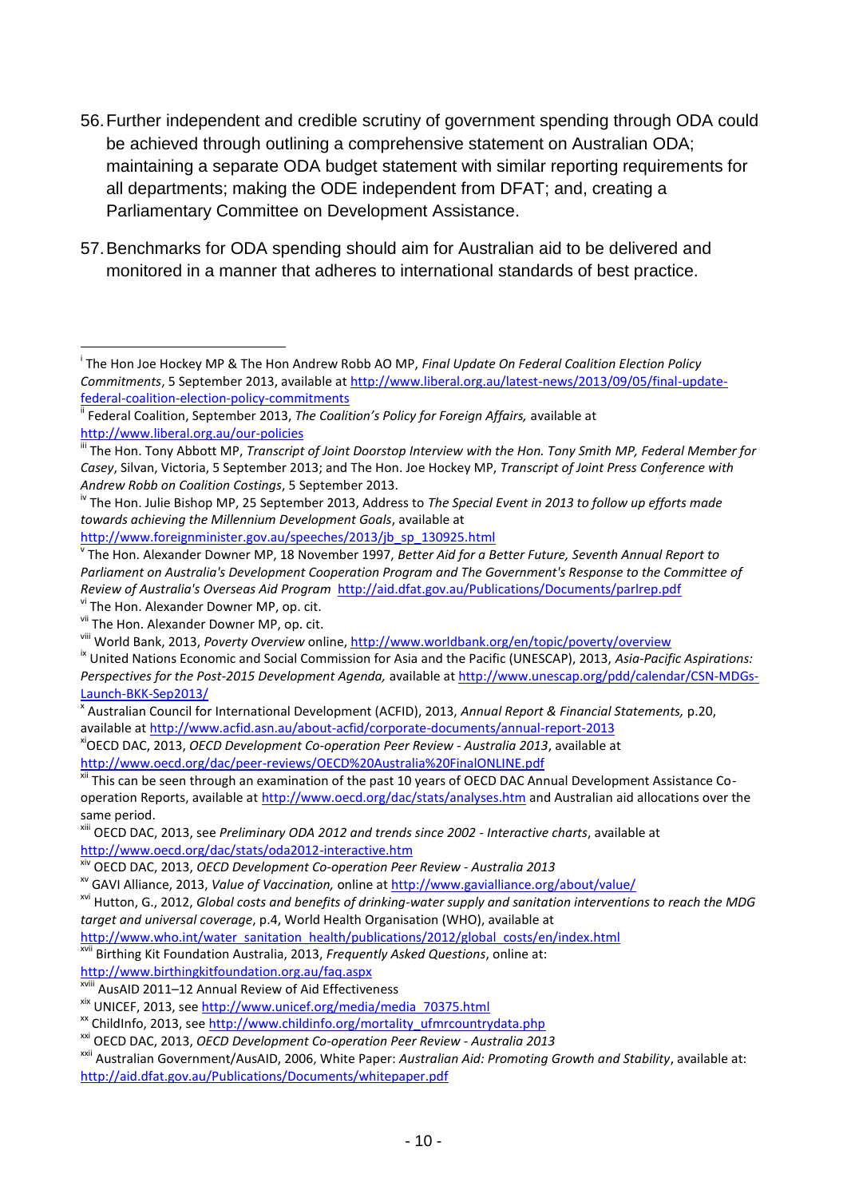56. Further independent and credible scrutiny of government spending through ODA could be achieved through outlining a comprehensive statement on Australian ODA; maintaining a separate ODA budget statement with similar reporting requirements for all departments; making the ODE independent from DFAT; and, creating a Parliamentary Committee on Development Assistance.

57. Benchmarks for ODA spending should aim for Australian aid to be delivered and monitored in a manner that adheres to international standards of best practice.

---

[i] The Hon Joe Hockey MP & The Hon Andrew Robb AO MP, *Final Update On Federal Coalition Election Policy Commitments*, 5 September 2013, available at http://www.liberal.org.au/latest-news/2013/09/05/final-update-federal-coalition-election-policy-commitments

[ii] Federal Coalition, September 2013, *The Coalition's Policy for Foreign Affairs,* available at http://www.liberal.org.au/our-policies

[iii] The Hon. Tony Abbott MP, *Transcript of Joint Doorstop Interview with the Hon. Tony Smith MP, Federal Member for Casey*, Silvan, Victoria, 5 September 2013; and The Hon. Joe Hockey MP, *Transcript of Joint Press Conference with Andrew Robb on Coalition Costings*, 5 September 2013.

[iv] The Hon. Julie Bishop MP, 25 September 2013, Address to *The Special Event in 2013 to follow up efforts made towards achieving the Millennium Development Goals*, available at http://www.foreignminister.gov.au/speeches/2013/jb_sp_130925.html

[v] The Hon. Alexander Downer MP, 18 November 1997, *Better Aid for a Better Future, Seventh Annual Report to Parliament on Australia's Development Cooperation Program and The Government's Response to the Committee of Review of Australia's Overseas Aid Program* http://aid.dfat.gov.au/Publications/Documents/parlrep.pdf

[vi] The Hon. Alexander Downer MP, op. cit.

[vii] The Hon. Alexander Downer MP, op. cit.

[viii] World Bank, 2013, *Poverty Overview* online, http://www.worldbank.org/en/topic/poverty/overview

[ix] United Nations Economic and Social Commission for Asia and the Pacific (UNESCAP), 2013, *Asia-Pacific Aspirations: Perspectives for the Post-2015 Development Agenda,* available at http://www.unescap.org/pdd/calendar/CSN-MDGs-Launch-BKK-Sep2013/

[x] Australian Council for International Development (ACFID), 2013, *Annual Report & Financial Statements,* p.20, available at http://www.acfid.asn.au/about-acfid/corporate-documents/annual-report-2013

[xi] OECD DAC, 2013, *OECD Development Co-operation Peer Review - Australia 2013*, available at http://www.oecd.org/dac/peer-reviews/OECD%20Australia%20FinalONLINE.pdf

[xii] This can be seen through an examination of the past 10 years of OECD DAC Annual Development Assistance Co-operation Reports, available at http://www.oecd.org/dac/stats/analyses.htm and Australian aid allocations over the same period.

[xiii] OECD DAC, 2013, see *Preliminary ODA 2012 and trends since 2002 - Interactive charts*, available at http://www.oecd.org/dac/stats/oda2012-interactive.htm

[xiv] OECD DAC, 2013, *OECD Development Co-operation Peer Review - Australia 2013*

[xv] GAVI Alliance, 2013, *Value of Vaccination,* online at http://www.gavialliance.org/about/value/

[xvi] Hutton, G., 2012, *Global costs and benefits of drinking-water supply and sanitation interventions to reach the MDG target and universal coverage*, p.4, World Health Organisation (WHO), available at http://www.who.int/water_sanitation_health/publications/2012/global_costs/en/index.html

[xvii] Birthing Kit Foundation Australia, 2013, *Frequently Asked Questions*, online at: http://www.birthingkitfoundation.org.au/faq.aspx

[xviii] AusAID 2011–12 Annual Review of Aid Effectiveness

[xix] UNICEF, 2013, see http://www.unicef.org/media/media_70375.html

[xx] ChildInfo, 2013, see http://www.childinfo.org/mortality_ufmrcountrydata.php

[xxi] OECD DAC, 2013, *OECD Development Co-operation Peer Review - Australia 2013*

[xxii] Australian Government/AusAID, 2006, White Paper: *Australian Aid: Promoting Growth and Stability*, available at: http://aid.dfat.gov.au/Publications/Documents/whitepaper.pdf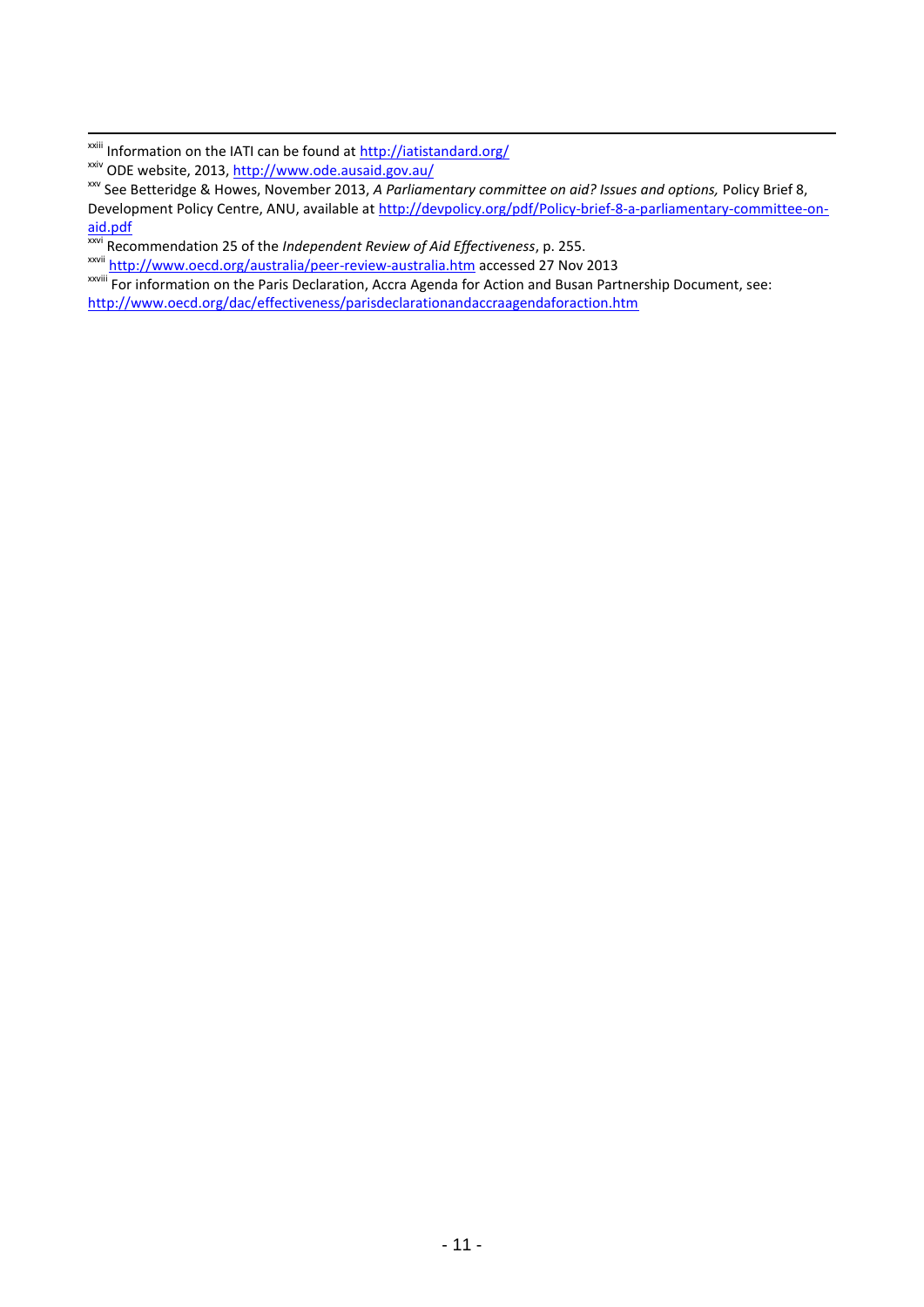[xxiii] Information on the IATI can be found at http://iatistandard.org/

[xxiv] ODE website, 2013, http://www.ode.ausaid.gov.au/

[xxv] See Betteridge & Howes, November 2013, *A Parliamentary committee on aid? Issues and options,* Policy Brief 8, Development Policy Centre, ANU, available at http://devpolicy.org/pdf/Policy-brief-8-a-parliamentary-committee-on-aid.pdf

[xxvi] Recommendation 25 of the *Independent Review of Aid Effectiveness*, p. 255.

[xxvii] http://www.oecd.org/australia/peer-review-australia.htm accessed 27 Nov 2013

[xxviii] For information on the Paris Declaration, Accra Agenda for Action and Busan Partnership Document, see: http://www.oecd.org/dac/effectiveness/parisdeclarationandaccraagendaforaction.htm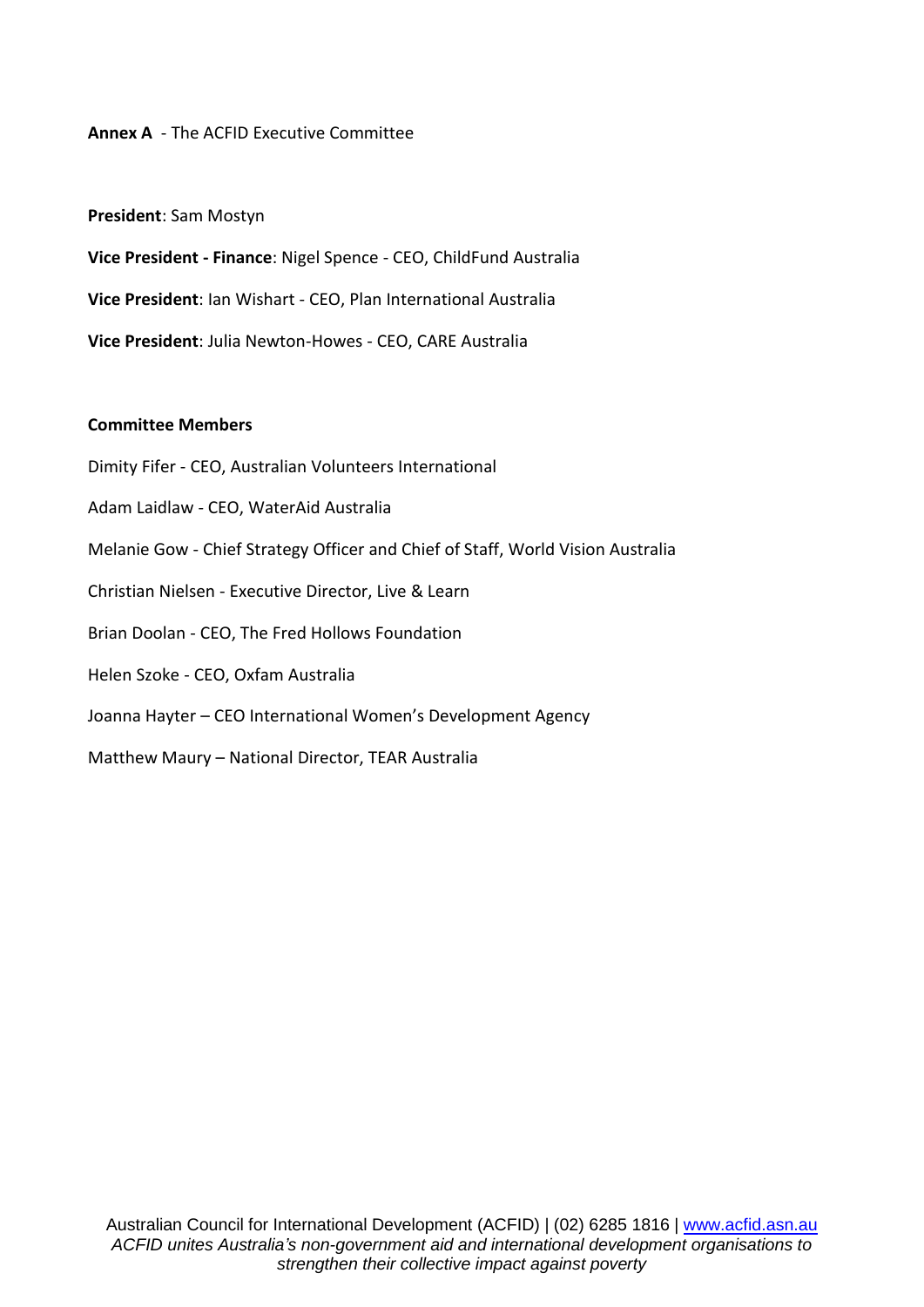**Annex A** - The ACFID Executive Committee

**President**: Sam Mostyn

**Vice President - Finance**: Nigel Spence - CEO, ChildFund Australia

**Vice President**: Ian Wishart - CEO, Plan International Australia

**Vice President**: Julia Newton-Howes - CEO, CARE Australia

**Committee Members**

Dimity Fifer - CEO, Australian Volunteers International

Adam Laidlaw - CEO, WaterAid Australia

Melanie Gow - Chief Strategy Officer and Chief of Staff, World Vision Australia

Christian Nielsen - Executive Director, Live & Learn

Brian Doolan - CEO, The Fred Hollows Foundation

Helen Szoke - CEO, Oxfam Australia

Joanna Hayter – CEO International Women's Development Agency

Matthew Maury – National Director, TEAR Australia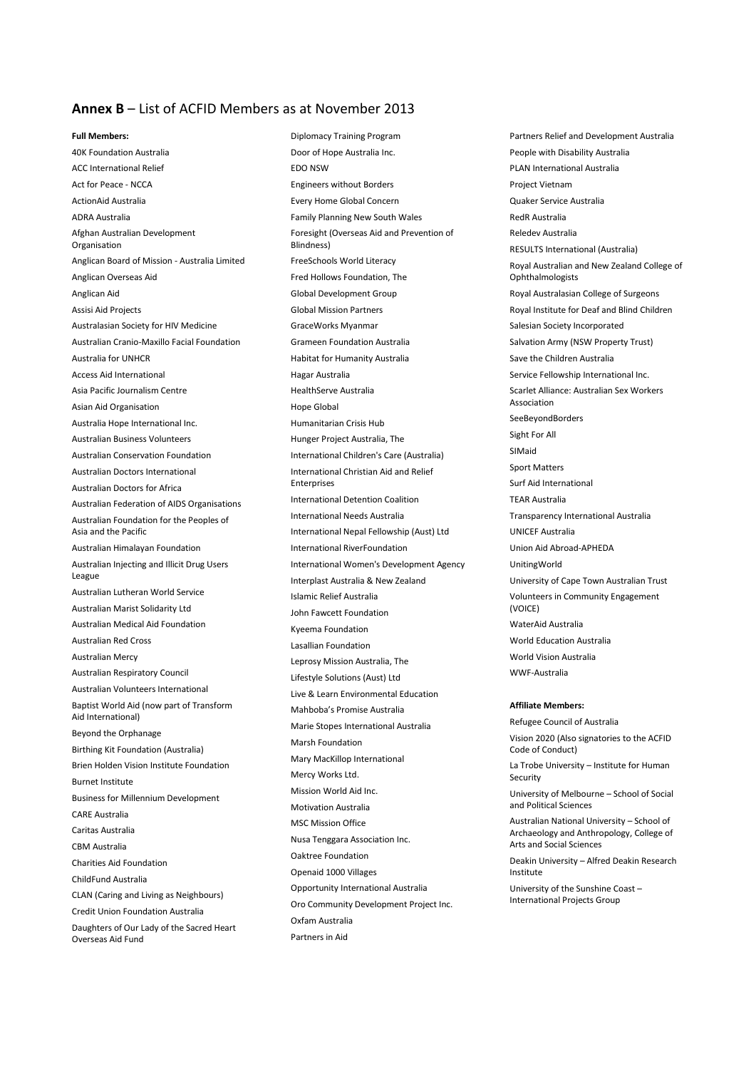## **Annex B** – List of ACFID Members as at November 2013

**Full Members:**

40K Foundation Australia
ACC International Relief
Act for Peace - NCCA
ActionAid Australia
ADRA Australia
Afghan Australian Development Organisation
Anglican Board of Mission - Australia Limited
Anglican Overseas Aid
Anglican Aid
Assisi Aid Projects
Australasian Society for HIV Medicine
Australian Cranio-Maxillo Facial Foundation
Australia for UNHCR
Access Aid International
Asia Pacific Journalism Centre
Asian Aid Organisation
Australia Hope International Inc.
Australian Business Volunteers
Australian Conservation Foundation
Australian Doctors International
Australian Doctors for Africa
Australian Federation of AIDS Organisations
Australian Foundation for the Peoples of Asia and the Pacific
Australian Himalayan Foundation
Australian Injecting and Illicit Drug Users League
Australian Lutheran World Service
Australian Marist Solidarity Ltd
Australian Medical Aid Foundation
Australian Red Cross
Australian Mercy
Australian Respiratory Council
Australian Volunteers International
Baptist World Aid (now part of Transform Aid International)
Beyond the Orphanage
Birthing Kit Foundation (Australia)
Brien Holden Vision Institute Foundation
Burnet Institute
Business for Millennium Development
CARE Australia
Caritas Australia
CBM Australia
Charities Aid Foundation
ChildFund Australia
CLAN (Caring and Living as Neighbours)
Credit Union Foundation Australia
Daughters of Our Lady of the Sacred Heart Overseas Aid Fund
Diplomacy Training Program
Door of Hope Australia Inc.
EDO NSW
Engineers without Borders
Every Home Global Concern
Family Planning New South Wales
Foresight (Overseas Aid and Prevention of Blindness)
FreeSchools World Literacy
Fred Hollows Foundation, The
Global Development Group
Global Mission Partners
GraceWorks Myanmar
Grameen Foundation Australia
Habitat for Humanity Australia
Hagar Australia
HealthServe Australia
Hope Global
Humanitarian Crisis Hub
Hunger Project Australia, The
International Children's Care (Australia)
International Christian Aid and Relief Enterprises
International Detention Coalition
International Needs Australia
International Nepal Fellowship (Aust) Ltd
International RiverFoundation
International Women's Development Agency
Interplast Australia & New Zealand
Islamic Relief Australia
John Fawcett Foundation
Kyeema Foundation
Lasallian Foundation
Leprosy Mission Australia, The
Lifestyle Solutions (Aust) Ltd
Live & Learn Environmental Education
Mahboba's Promise Australia
Marie Stopes International Australia
Marsh Foundation
Mary MacKillop International
Mercy Works Ltd.
Mission World Aid Inc.
Motivation Australia
MSC Mission Office
Nusa Tenggara Association Inc.
Oaktree Foundation
Openaid 1000 Villages
Opportunity International Australia
Oro Community Development Project Inc.
Oxfam Australia
Partners in Aid
Partners Relief and Development Australia
People with Disability Australia
PLAN International Australia
Project Vietnam
Quaker Service Australia
RedR Australia
Reledev Australia
RESULTS International (Australia)
Royal Australian and New Zealand College of Ophthalmologists
Royal Australasian College of Surgeons
Royal Institute for Deaf and Blind Children
Salesian Society Incorporated
Salvation Army (NSW Property Trust)
Save the Children Australia
Service Fellowship International Inc.
Scarlet Alliance: Australian Sex Workers Association
SeeBeyondBorders
Sight For All
SIMaid
Sport Matters
Surf Aid International
TEAR Australia
Transparency International Australia
UNICEF Australia
Union Aid Abroad-APHEDA
UnitingWorld
University of Cape Town Australian Trust
Volunteers in Community Engagement (VOICE)
WaterAid Australia
World Education Australia
World Vision Australia
WWF-Australia

**Affiliate Members:**

Refugee Council of Australia
Vision 2020 (Also signatories to the ACFID Code of Conduct)
La Trobe University – Institute for Human Security
University of Melbourne – School of Social and Political Sciences
Australian National University – School of Archaeology and Anthropology, College of Arts and Social Sciences
Deakin University – Alfred Deakin Research Institute
University of the Sunshine Coast – International Projects Group